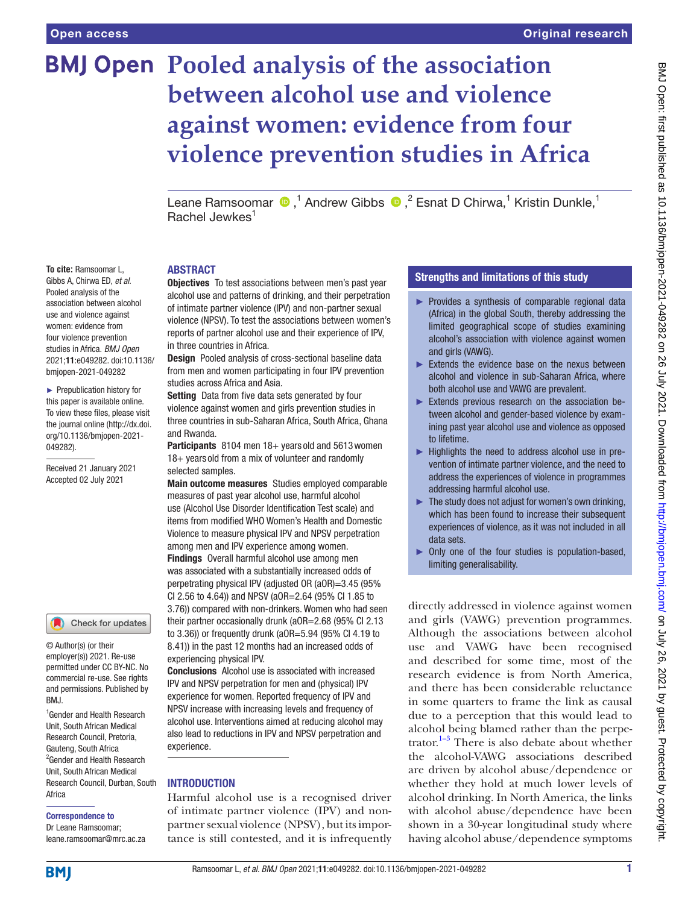# Pooled analysis of the association between alcohol use and violence against women: evidence from four violence prevention studies in Africa

Leane Ramsoomar [1], Andrew Gibbs [2], Esnat D Chirwa [1], Kristin Dunkle [1], Rachel Jewkes [1]

**To cite:** Ramsoomar L, Gibbs A, Chirwa ED, *et al*. Pooled analysis of the association between alcohol use and violence against women: evidence from four violence prevention studies in Africa. *BMJ Open* 2021;**11**:e049282. doi:10.1136/bmjopen-2021-049282

► Prepublication history for this paper is available online. To view these files, please visit the journal online (http://dx.doi.org/10.1136/bmjopen-2021-049282).

Received 21 January 2021
Accepted 02 July 2021

© Author(s) (or their employer(s)) 2021. Re-use permitted under CC BY-NC. No commercial re-use. See rights and permissions. Published by BMJ.

[1] Gender and Health Research Unit, South African Medical Research Council, Pretoria, Gauteng, South Africa
[2] Gender and Health Research Unit, South African Medical Research Council, Durban, South Africa

**Correspondence to**
Dr Leane Ramsoomar; leane.ramsoomar@mrc.ac.za

## ABSTRACT

**Objectives** To test associations between men's past year alcohol use and patterns of drinking, and their perpetration of intimate partner violence (IPV) and non-partner sexual violence (NPSV). To test the associations between women's reports of partner alcohol use and their experience of IPV, in three countries in Africa.

**Design** Pooled analysis of cross-sectional baseline data from men and women participating in four IPV prevention studies across Africa and Asia.

**Setting** Data from five data sets generated by four violence against women and girls prevention studies in three countries in sub-Saharan Africa, South Africa, Ghana and Rwanda.

**Participants** 8104 men 18+ years old and 5613 women 18+ years old from a mix of volunteer and randomly selected samples.

**Main outcome measures** Studies employed comparable measures of past year alcohol use, harmful alcohol use (Alcohol Use Disorder Identification Test scale) and items from modified WHO Women's Health and Domestic Violence to measure physical IPV and NPSV perpetration among men and IPV experience among women.

**Findings** Overall harmful alcohol use among men was associated with a substantially increased odds of perpetrating physical IPV (adjusted OR (aOR)=3.45 (95% CI 2.56 to 4.64)) and NPSV (aOR=2.64 (95% CI 1.85 to 3.76)) compared with non-drinkers. Women who had seen their partner occasionally drunk (aOR=2.68 (95% CI 2.13 to 3.36)) or frequently drunk (aOR=5.94 (95% CI 4.19 to 8.41)) in the past 12 months had an increased odds of experiencing physical IPV.

**Conclusions** Alcohol use is associated with increased IPV and NPSV perpetration for men and (physical) IPV experience for women. Reported frequency of IPV and NPSV increase with increasing levels and frequency of alcohol use. Interventions aimed at reducing alcohol may also lead to reductions in IPV and NPSV perpetration and experience.

### Strengths and limitations of this study

- ► Provides a synthesis of comparable regional data (Africa) in the global South, thereby addressing the limited geographical scope of studies examining alcohol's association with violence against women and girls (VAWG).
- ► Extends the evidence base on the nexus between alcohol and violence in sub-Saharan Africa, where both alcohol use and VAWG are prevalent.
- ► Extends previous research on the association between alcohol and gender-based violence by examining past year alcohol use and violence as opposed to lifetime.
- ► Highlights the need to address alcohol use in prevention of intimate partner violence, and the need to address the experiences of violence in programmes addressing harmful alcohol use.
- ► The study does not adjust for women's own drinking, which has been found to increase their subsequent experiences of violence, as it was not included in all data sets.
- ► Only one of the four studies is population-based, limiting generalisability.

## INTRODUCTION

Harmful alcohol use is a recognised driver of intimate partner violence (IPV) and non-partner sexual violence (NPSV), but its importance is still contested, and it is infrequently directly addressed in violence against women and girls (VAWG) prevention programmes. Although the associations between alcohol use and VAWG have been recognised and described for some time, most of the research evidence is from North America, and there has been considerable reluctance in some quarters to frame the link as causal due to a perception that this would lead to alcohol being blamed rather than the perpetrator.[1–3] There is also debate about whether the alcohol-VAWG associations described are driven by alcohol abuse/dependence or whether they hold at much lower levels of alcohol drinking. In North America, the links with alcohol abuse/dependence have been shown in a 30-year longitudinal study where having alcohol abuse/dependence symptoms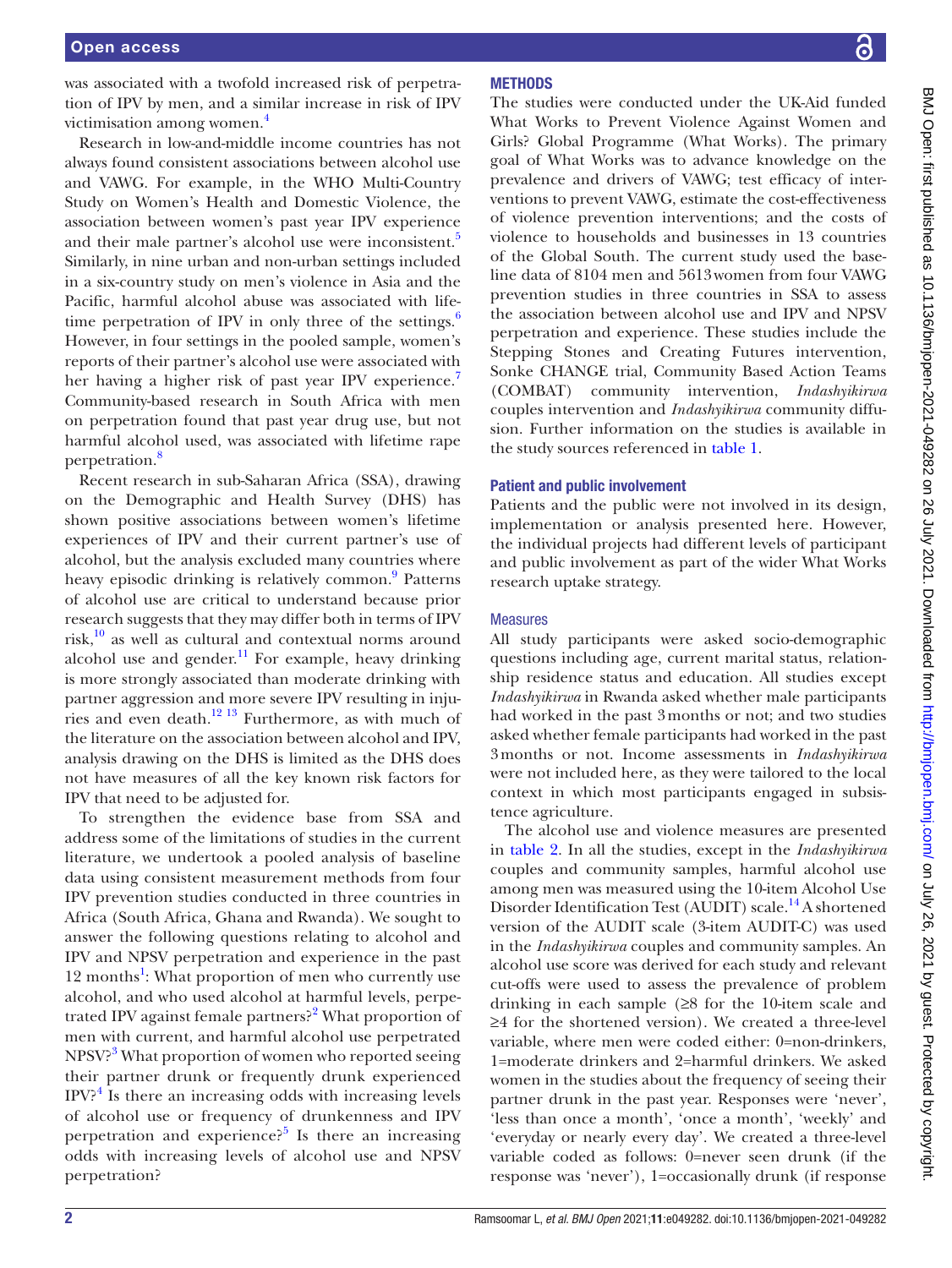was associated with a twofold increased risk of perpetration of IPV by men, and a similar increase in risk of IPV victimisation among women.[4]

Research in low-and-middle income countries has not always found consistent associations between alcohol use and VAWG. For example, in the WHO Multi-Country Study on Women's Health and Domestic Violence, the association between women's past year IPV experience and their male partner's alcohol use were inconsistent.[5] Similarly, in nine urban and non-urban settings included in a six-country study on men's violence in Asia and the Pacific, harmful alcohol abuse was associated with lifetime perpetration of IPV in only three of the settings.[6] However, in four settings in the pooled sample, women's reports of their partner's alcohol use were associated with her having a higher risk of past year IPV experience.[7] Community-based research in South Africa with men on perpetration found that past year drug use, but not harmful alcohol used, was associated with lifetime rape perpetration.[8]

Recent research in sub-Saharan Africa (SSA), drawing on the Demographic and Health Survey (DHS) has shown positive associations between women's lifetime experiences of IPV and their current partner's use of alcohol, but the analysis excluded many countries where heavy episodic drinking is relatively common.[9] Patterns of alcohol use are critical to understand because prior research suggests that they may differ both in terms of IPV risk,[10] as well as cultural and contextual norms around alcohol use and gender.[11] For example, heavy drinking is more strongly associated than moderate drinking with partner aggression and more severe IPV resulting in injuries and even death.[12,13] Furthermore, as with much of the literature on the association between alcohol and IPV, analysis drawing on the DHS is limited as the DHS does not have measures of all the key known risk factors for IPV that need to be adjusted for.

To strengthen the evidence base from SSA and address some of the limitations of studies in the current literature, we undertook a pooled analysis of baseline data using consistent measurement methods from four IPV prevention studies conducted in three countries in Africa (South Africa, Ghana and Rwanda). We sought to answer the following questions relating to alcohol and IPV and NPSV perpetration and experience in the past 12 months[1]: What proportion of men who currently use alcohol, and who used alcohol at harmful levels, perpetrated IPV against female partners?[2] What proportion of men with current, and harmful alcohol use perpetrated NPSV?[3] What proportion of women who reported seeing their partner drunk or frequently drunk experienced IPV?[4] Is there an increasing odds with increasing levels of alcohol use or frequency of drunkenness and IPV perpetration and experience?[5] Is there an increasing odds with increasing levels of alcohol use and NPSV perpetration?

## METHODS

The studies were conducted under the UK-Aid funded What Works to Prevent Violence Against Women and Girls? Global Programme (What Works). The primary goal of What Works was to advance knowledge on the prevalence and drivers of VAWG; test efficacy of interventions to prevent VAWG, estimate the cost-effectiveness of violence prevention interventions; and the costs of violence to households and businesses in 13 countries of the Global South. The current study used the baseline data of 8104 men and 5613 women from four VAWG prevention studies in three countries in SSA to assess the association between alcohol use and IPV and NPSV perpetration and experience. These studies include the Stepping Stones and Creating Futures intervention, Sonke CHANGE trial, Community Based Action Teams (COMBAT) community intervention, *Indashyikirwa* couples intervention and *Indashyikirwa* community diffusion. Further information on the studies is available in the study sources referenced in table 1.

### Patient and public involvement

Patients and the public were not involved in its design, implementation or analysis presented here. However, the individual projects had different levels of participant and public involvement as part of the wider What Works research uptake strategy.

### Measures

All study participants were asked socio-demographic questions including age, current marital status, relationship residence status and education. All studies except *Indashyikirwa* in Rwanda asked whether male participants had worked in the past 3 months or not; and two studies asked whether female participants had worked in the past 3 months or not. Income assessments in *Indashyikirwa* were not included here, as they were tailored to the local context in which most participants engaged in subsistence agriculture.

The alcohol use and violence measures are presented in table 2. In all the studies, except in the *Indashyikirwa* couples and community samples, harmful alcohol use among men was measured using the 10-item Alcohol Use Disorder Identification Test (AUDIT) scale.[14] A shortened version of the AUDIT scale (3-item AUDIT-C) was used in the *Indashyikirwa* couples and community samples. An alcohol use score was derived for each study and relevant cut-offs were used to assess the prevalence of problem drinking in each sample (≥8 for the 10-item scale and ≥4 for the shortened version). We created a three-level variable, where men were coded either: 0=non-drinkers, 1=moderate drinkers and 2=harmful drinkers. We asked women in the studies about the frequency of seeing their partner drunk in the past year. Responses were 'never', 'less than once a month', 'once a month', 'weekly' and 'everyday or nearly every day'. We created a three-level variable coded as follows: 0=never seen drunk (if the response was 'never'), 1=occasionally drunk (if response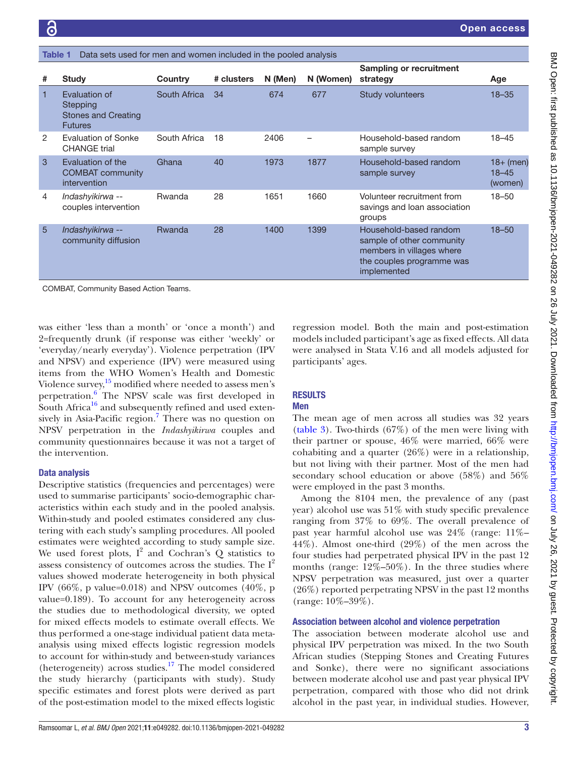Table 1 Data sets used for men and women included in the pooled analysis

| # | Study | Country | # clusters | N (Men) | N (Women) | Sampling or recruitment strategy | Age |
|---|---|---|---|---|---|---|---|
| 1 | Evaluation of Stepping Stones and Creating Futures | South Africa | 34 | 674 | 677 | Study volunteers | 18–35 |
| 2 | Evaluation of Sonke CHANGE trial | South Africa | 18 | 2406 | – | Household-based random sample survey | 18–45 |
| 3 | Evaluation of the COMBAT community intervention | Ghana | 40 | 1973 | 1877 | Household-based random sample survey | 18+ (men) 18–45 (women) |
| 4 | *Indashyikirwa* -- couples intervention | Rwanda | 28 | 1651 | 1660 | Volunteer recruitment from savings and loan association groups | 18–50 |
| 5 | *Indashyikirwa* -- community diffusion | Rwanda | 28 | 1400 | 1399 | Household-based random sample of other community members in villages where the couples programme was implemented | 18–50 |

COMBAT, Community Based Action Teams.

was either 'less than a month' or 'once a month') and 2=frequently drunk (if response was either 'weekly' or 'everyday/nearly everyday'). Violence perpetration (IPV and NPSV) and experience (IPV) were measured using items from the WHO Women's Health and Domestic Violence survey,[15] modified where needed to assess men's perpetration.[6] The NPSV scale was first developed in South Africa[16] and subsequently refined and used extensively in Asia-Pacific region.[7] There was no question on NPSV perpetration in the *Indashyikirwa* couples and community questionnaires because it was not a target of the intervention.

### Data analysis

Descriptive statistics (frequencies and percentages) were used to summarise participants' socio-demographic characteristics within each study and in the pooled analysis. Within-study and pooled estimates considered any clustering with each study's sampling procedures. All pooled estimates were weighted according to study sample size. We used forest plots, $I^2$ and Cochran's Q statistics to assess consistency of outcomes across the studies. The $I^2$ values showed moderate heterogeneity in both physical IPV (66%, p value=0.018) and NPSV outcomes (40%, p value=0.189). To account for any heterogeneity across the studies due to methodological diversity, we opted for mixed effects models to estimate overall effects. We thus performed a one-stage individual patient data meta-analysis using mixed effects logistic regression models to account for within-study and between-study variances (heterogeneity) across studies.[17] The model considered the study hierarchy (participants with study). Study specific estimates and forest plots were derived as part of the post-estimation model to the mixed effects logistic regression model. Both the main and post-estimation models included participant's age as fixed effects. All data were analysed in Stata V.16 and all models adjusted for participants' ages.

## RESULTS

### Men

The mean age of men across all studies was 32 years (table 3). Two-thirds (67%) of the men were living with their partner or spouse, 46% were married, 66% were cohabiting and a quarter (26%) were in a relationship, but not living with their partner. Most of the men had secondary school education or above (58%) and 56% were employed in the past 3 months.

Among the 8104 men, the prevalence of any (past year) alcohol use was 51% with study specific prevalence ranging from 37% to 69%. The overall prevalence of past year harmful alcohol use was 24% (range: 11%–44%). Almost one-third (29%) of the men across the four studies had perpetrated physical IPV in the past 12 months (range: 12%–50%). In the three studies where NPSV perpetration was measured, just over a quarter (26%) reported perpetrating NPSV in the past 12 months (range: 10%–39%).

### Association between alcohol and violence perpetration

The association between moderate alcohol use and physical IPV perpetration was mixed. In the two South African studies (Stepping Stones and Creating Futures and Sonke), there were no significant associations between moderate alcohol use and past year physical IPV perpetration, compared with those who did not drink alcohol in the past year, in individual studies. However,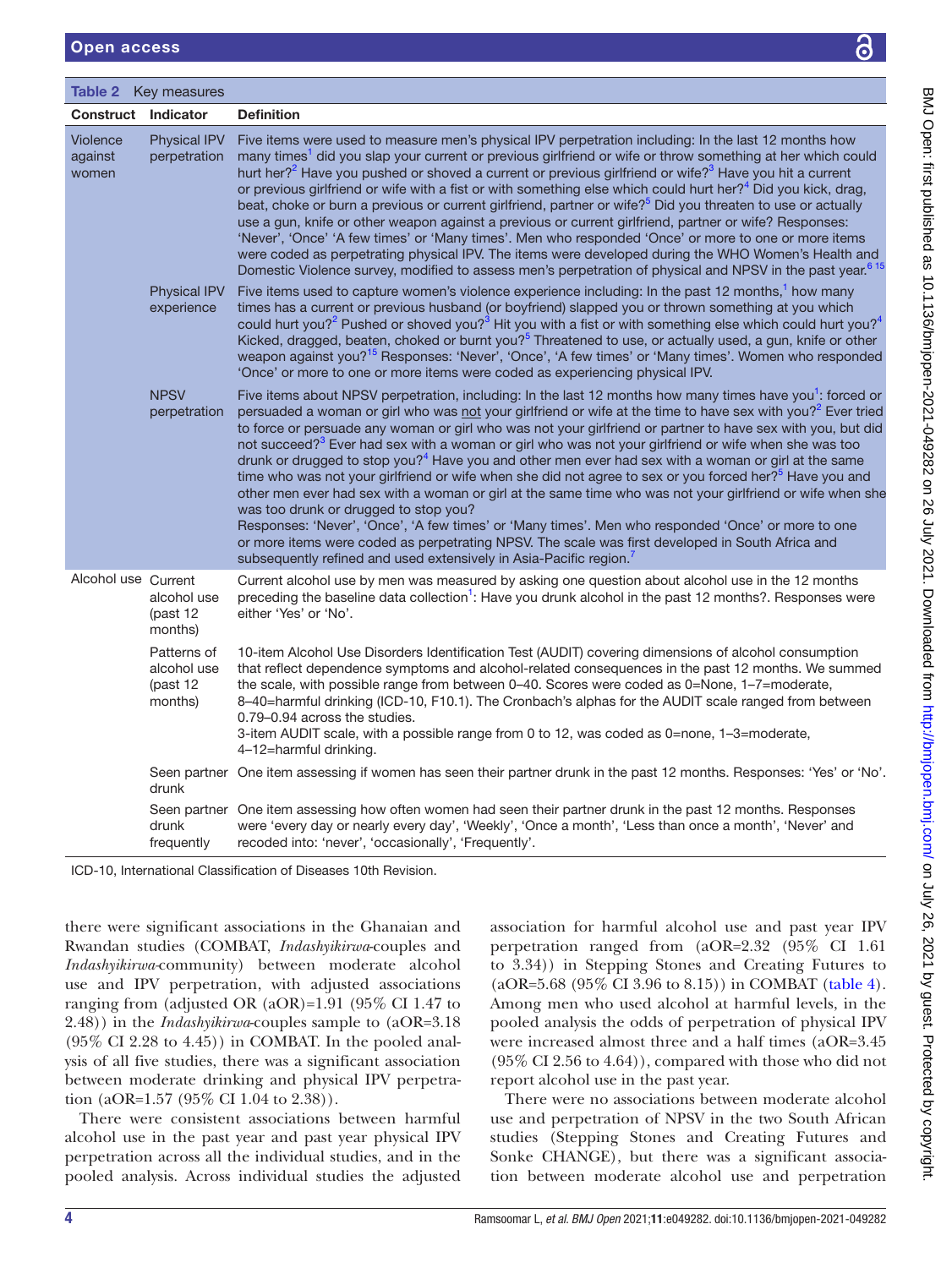**Table 2** Key measures

| Construct | Indicator | Definition |
|---|---|---|
| Violence against women | Physical IPV perpetration | Five items were used to measure men's physical IPV perpetration including: In the last 12 months how many times[1] did you slap your current or previous girlfriend or wife or throw something at her which could hurt her?[2] Have you pushed or shoved a current or previous girlfriend or wife?[3] Have you hit a current or previous girlfriend or wife with a fist or with something else which could hurt her?[4] Did you kick, drag, beat, choke or burn a previous or current girlfriend, partner or wife?[5] Did you threaten to use or actually use a gun, knife or other weapon against a previous or current girlfriend, partner or wife? Responses: 'Never', 'Once' 'A few times' or 'Many times'. Men who responded 'Once' or more to one or more items were coded as perpetrating physical IPV. The items were developed during the WHO Women's Health and Domestic Violence survey, modified to assess men's perpetration of physical and NPSV in the past year.[6 15] |
| | Physical IPV experience | Five items used to capture women's violence experience including: In the past 12 months,[1] how many times has a current or previous husband (or boyfriend) slapped you or thrown something at you which could hurt you?[2] Pushed or shoved you?[3] Hit you with a fist or with something else which could hurt you?[4] Kicked, dragged, beaten, choked or burnt you?[5] Threatened to use, or actually used, a gun, knife or other weapon against you?[15] Responses: 'Never', 'Once', 'A few times' or 'Many times'. Women who responded 'Once' or more to one or more items were coded as experiencing physical IPV. |
| | NPSV perpetration | Five items about NPSV perpetration, including: In the last 12 months how many times have you[1]: forced or persuaded a woman or girl who was not your girlfriend or wife at the time to have sex with you?[2] Ever tried to force or persuade any woman or girl who was not your girlfriend or partner to have sex with you, but did not succeed?[3] Ever had sex with a woman or girl who was not your girlfriend or wife when she was too drunk or drugged to stop you?[4] Have you and other men ever had sex with a woman or girl at the same time who was not your girlfriend or wife when she did not agree to sex or you forced her?[5] Have you and other men ever had sex with a woman or girl at the same time who was not your girlfriend or wife when she was too drunk or drugged to stop you? Responses: 'Never', 'Once', 'A few times' or 'Many times'. Men who responded 'Once' or more to one or more items were coded as perpetrating NPSV. The scale was first developed in South Africa and subsequently refined and used extensively in Asia-Pacific region.[7] |
| Alcohol use | Current alcohol use (past 12 months) | Current alcohol use by men was measured by asking one question about alcohol use in the 12 months preceding the baseline data collection[1]: Have you drunk alcohol in the past 12 months?. Responses were either 'Yes' or 'No'. |
| | Patterns of alcohol use (past 12 months) | 10-item Alcohol Use Disorders Identification Test (AUDIT) covering dimensions of alcohol consumption that reflect dependence symptoms and alcohol-related consequences in the past 12 months. We summed the scale, with possible range from between 0–40. Scores were coded as 0=None, 1–7=moderate, 8–40=harmful drinking (ICD-10, F10.1). The Cronbach's alphas for the AUDIT scale ranged from between 0.79–0.94 across the studies. 3-item AUDIT scale, with a possible range from 0 to 12, was coded as 0=none, 1–3=moderate, 4–12=harmful drinking. |
| | Seen partner drunk | One item assessing if women has seen their partner drunk in the past 12 months. Responses: 'Yes' or 'No'. |
| | Seen partner drunk frequently | One item assessing how often women had seen their partner drunk in the past 12 months. Responses were 'every day or nearly every day', 'Weekly', 'Once a month', 'Less than once a month', 'Never' and recoded into: 'never', 'occasionally', 'Frequently'. |

ICD-10, International Classification of Diseases 10th Revision.

there were significant associations in the Ghanaian and Rwandan studies (COMBAT, *Indashyikirwa*-couples and *Indashyikirwa*-community) between moderate alcohol use and IPV perpetration, with adjusted associations ranging from (adjusted OR (aOR)=1.91 (95% CI 1.47 to 2.48)) in the *Indashyikirwa*-couples sample to (aOR=3.18 (95% CI 2.28 to 4.45)) in COMBAT. In the pooled analysis of all five studies, there was a significant association between moderate drinking and physical IPV perpetration (aOR=1.57 (95% CI 1.04 to 2.38)).

There were consistent associations between harmful alcohol use in the past year and past year physical IPV perpetration across all the individual studies, and in the pooled analysis. Across individual studies the adjusted association for harmful alcohol use and past year IPV perpetration ranged from (aOR=2.32 (95% CI 1.61 to 3.34)) in Stepping Stones and Creating Futures to (aOR=5.68 (95% CI 3.96 to 8.15)) in COMBAT (table 4). Among men who used alcohol at harmful levels, in the pooled analysis the odds of perpetration of physical IPV were increased almost three and a half times (aOR=3.45 (95% CI 2.56 to 4.64)), compared with those who did not report alcohol use in the past year.

There were no associations between moderate alcohol use and perpetration of NPSV in the two South African studies (Stepping Stones and Creating Futures and Sonke CHANGE), but there was a significant association between moderate alcohol use and perpetration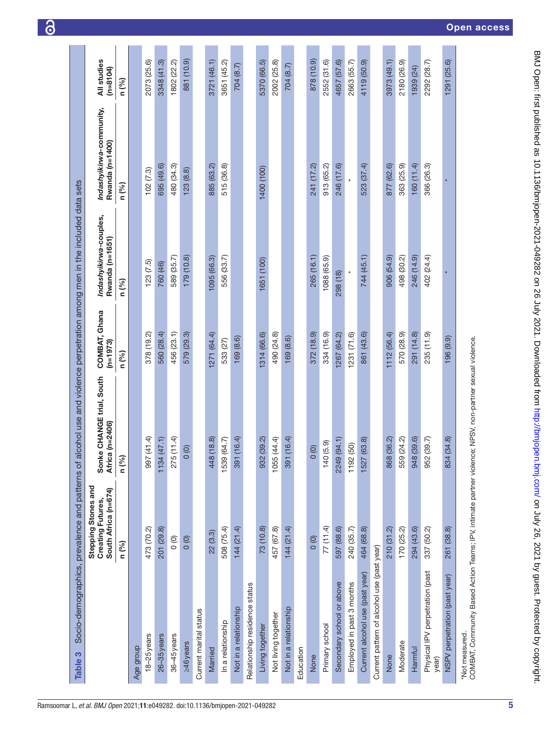**Table 3** Socio-demographics, prevalence and patterns of alcohol use and violence perpetration among men in the included data sets

| | Stepping Stones and Creating Futures, South Africa (n=674) | Sonke CHANGE trial, South Africa (n=2406) | COMBAT, Ghana (n=1973) | *Indashyikirwa*-couples, Rwanda (n=1651) | *Indashyikirwa*-community, Rwanda (n=1400) | All studies (n=8104) |
|---|---|---|---|---|---|---|
| | n (%) | n (%) | n (%) | n (%) | n (%) | n (%) |
| **Age group** | | | | | | |
| 18–25 years | 473 (70.2) | 997 (41.4) | 378 (19.2) | 123 (7.5) | 102 (7.3) | 2073 (25.6) |
| 26–35 years | 201 (29.8) | 1134 (47.1) | 560 (28.4) | 760 (46) | 695 (49.6) | 3348 (41.3) |
| 36–45 years | 0 (0) | 275 (11.4) | 456 (23.1) | 589 (35.7) | 480 (34.3) | 1802 (22.2) |
| ≥46 years | 0 (0) | 0 (0) | 579 (29.3) | 179 (10.8) | 123 (8.8) | 881 (10.9) |
| **Current marital status** | | | | | | |
| Married | 22 (3.3) | 448 (18.8) | 1271 (64.4) | 1095 (66.3) | 885 (63.2) | 3721 (46.1) |
| In a relationship | 508 (75.4) | 1539 (64.7) | 533 (27) | 556 (33.7) | 515 (36.8) | 3651 (45.2) |
| Not in a relationship | 144 (21.4) | 391 (16.4) | 169 (8.6) | | | 704 (8.7) |
| **Relationship residence status** | | | | | | |
| Living together | 73 (10.8) | 932 (39.2) | 1314 (66.6) | 1651 (100) | 1400 (100) | 5370 (66.5) |
| Not living together | 457 (67.8) | 1055 (44.4) | 490 (24.8) | | | 2002 (25.8) |
| Not in a relationship | 144 (21.4) | 391 (16.4) | 169 (8.6) | | | 704 (8.7) |
| **Education** | | | | | | |
| None | 0 (0) | 0 (0) | 372 (18.9) | 265 (16.1) | 241 (17.2) | 878 (10.9) |
| Primary school | 77 (11.4) | 140 (5.9) | 334 (16.9) | 1088 (65.9) | 913 (65.2) | 2552 (31.6) |
| Secondary school or above | 597 (88.6) | 2249 (94.1) | 1267 (64.2) | 298 (18) | 246 (17.6) | 4657 (57.6) |
| Employed in past 3 months | 240 (35.7) | 1192 (50) | 1231 (71.6) | * | * | 2663 (55.7) |
| Current alcohol use (past year) | 464 (68.8) | 1527 (63.8) | 861 (43.6) | 744 (45.1) | 523 (37.4) | 4119 (50.9) |
| **Current pattern of alcohol use (past year)** | | | | | | |
| None | 210 (31.2) | 868 (36.2) | 1112 (56.4) | 906 (54.9) | 877 (62.6) | 3973 (49.1) |
| Moderate | 170 (25.2) | 559 (24.2) | 570 (28.9) | 498 (30.2) | 363 (25.9) | 2180 (26.9) |
| Harmful | 294 (43.6) | 948 (39.6) | 291 (14.8) | 246 (14.9) | 160 (11.4) | 1939 (24) |
| Physical IPV perpetration (past year) | 337 (50.2) | 952 (39.7) | 235 (11.9) | 402 (24.4) | 366 (26.3) | 2292 (28.7) |
| NSPV perpetration (past year) | 261 (38.8) | 834 (34.8) | 196 (9.9) | * | * | 1291 (25.6) |

*Not measured.
COMBAT, Community Based Action Teams; IPV, intimate partner violence; NPSV, non-partner sexual violence.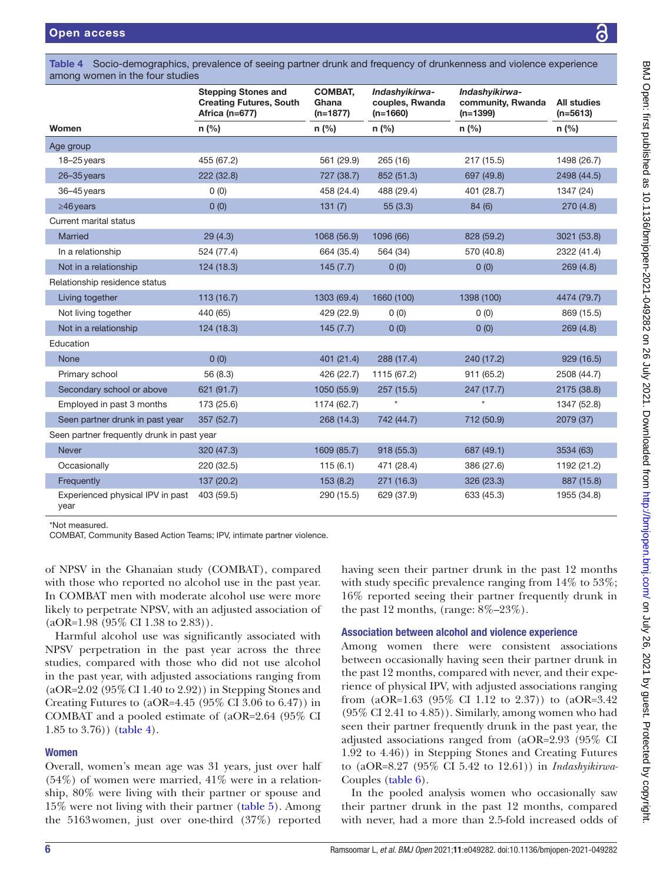Table 4 Socio-demographics, prevalence of seeing partner drunk and frequency of drunkenness and violence experience among women in the four studies

| Women | Stepping Stones and Creating Futures, South Africa (n=677) | COMBAT, Ghana (n=1877) | *Indashyikirwa*-couples, Rwanda (n=1660) | *Indashyikirwa*-community, Rwanda (n=1399) | All studies (n=5613) |
|---|---|---|---|---|---|
| | n (%) | n (%) | n (%) | n (%) | n (%) |
| Age group | | | | | |
| 18–25 years | 455 (67.2) | 561 (29.9) | 265 (16) | 217 (15.5) | 1498 (26.7) |
| 26–35 years | 222 (32.8) | 727 (38.7) | 852 (51.3) | 697 (49.8) | 2498 (44.5) |
| 36–45 years | 0 (0) | 458 (24.4) | 488 (29.4) | 401 (28.7) | 1347 (24) |
| ≥46 years | 0 (0) | 131 (7) | 55 (3.3) | 84 (6) | 270 (4.8) |
| Current marital status | | | | | |
| Married | 29 (4.3) | 1068 (56.9) | 1096 (66) | 828 (59.2) | 3021 (53.8) |
| In a relationship | 524 (77.4) | 664 (35.4) | 564 (34) | 570 (40.8) | 2322 (41.4) |
| Not in a relationship | 124 (18.3) | 145 (7.7) | 0 (0) | 0 (0) | 269 (4.8) |
| Relationship residence status | | | | | |
| Living together | 113 (16.7) | 1303 (69.4) | 1660 (100) | 1398 (100) | 4474 (79.7) |
| Not living together | 440 (65) | 429 (22.9) | 0 (0) | 0 (0) | 869 (15.5) |
| Not in a relationship | 124 (18.3) | 145 (7.7) | 0 (0) | 0 (0) | 269 (4.8) |
| Education | | | | | |
| None | 0 (0) | 401 (21.4) | 288 (17.4) | 240 (17.2) | 929 (16.5) |
| Primary school | 56 (8.3) | 426 (22.7) | 1115 (67.2) | 911 (65.2) | 2508 (44.7) |
| Secondary school or above | 621 (91.7) | 1050 (55.9) | 257 (15.5) | 247 (17.7) | 2175 (38.8) |
| Employed in past 3 months | 173 (25.6) | 1174 (62.7) | * | * | 1347 (52.8) |
| Seen partner drunk in past year | 357 (52.7) | 268 (14.3) | 742 (44.7) | 712 (50.9) | 2079 (37) |
| Seen partner frequently drunk in past year | | | | | |
| Never | 320 (47.3) | 1609 (85.7) | 918 (55.3) | 687 (49.1) | 3534 (63) |
| Occasionally | 220 (32.5) | 115 (6.1) | 471 (28.4) | 386 (27.6) | 1192 (21.2) |
| Frequently | 137 (20.2) | 153 (8.2) | 271 (16.3) | 326 (23.3) | 887 (15.8) |
| Experienced physical IPV in past year | 403 (59.5) | 290 (15.5) | 629 (37.9) | 633 (45.3) | 1955 (34.8) |

*Not measured.
COMBAT, Community Based Action Teams; IPV, intimate partner violence.

of NPSV in the Ghanaian study (COMBAT), compared with those who reported no alcohol use in the past year. In COMBAT men with moderate alcohol use were more likely to perpetrate NPSV, with an adjusted association of (aOR=1.98 (95% CI 1.38 to 2.83)).

Harmful alcohol use was significantly associated with NPSV perpetration in the past year across the three studies, compared with those who did not use alcohol in the past year, with adjusted associations ranging from (aOR=2.02 (95% CI 1.40 to 2.92)) in Stepping Stones and Creating Futures to (aOR=4.45 (95% CI 3.06 to 6.47)) in COMBAT and a pooled estimate of (aOR=2.64 (95% CI 1.85 to 3.76)) (table 4).

### Women

Overall, women's mean age was 31 years, just over half (54%) of women were married, 41% were in a relationship, 80% were living with their partner or spouse and 15% were not living with their partner (table 5). Among the 5163 women, just over one-third (37%) reported having seen their partner drunk in the past 12 months with study specific prevalence ranging from 14% to 53%; 16% reported seeing their partner frequently drunk in the past 12 months, (range: 8%–23%).

### Association between alcohol and violence experience

Among women there were consistent associations between occasionally having seen their partner drunk in the past 12 months, compared with never, and their experience of physical IPV, with adjusted associations ranging from (aOR=1.63 (95% CI 1.12 to 2.37)) to (aOR=3.42 (95% CI 2.41 to 4.85)). Similarly, among women who had seen their partner frequently drunk in the past year, the adjusted associations ranged from (aOR=2.93 (95% CI 1.92 to 4.46)) in Stepping Stones and Creating Futures to (aOR=8.27 (95% CI 5.42 to 12.61)) in *Indashyikirwa*-Couples (table 6).

In the pooled analysis women who occasionally saw their partner drunk in the past 12 months, compared with never, had a more than 2.5-fold increased odds of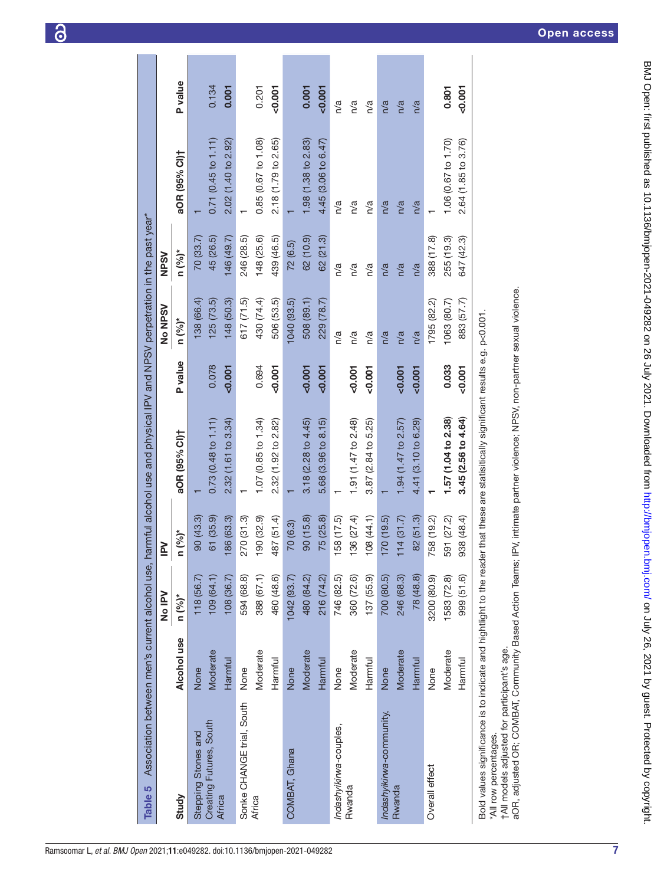**Table 5** Association between men's current alcohol use, harmful alcohol use and physical IPV and NPSV perpetration in the past year*

| Study | Alcohol use | No IPV | IPV | | | No NPSV | NPSV | | |
|---|---|---|---|---|---|---|---|---|---|
| | | n (%)* | n (%)* | aOR (95% CI)† | P value | n (%)* | n (%)* | aOR (95% CI)† | P value |
| Stepping Stones and Creating Futures, South Africa | None | 118 (56.7) | 90 (43.3) | 1 | | 138 (66.4) | 70 (33.7) | 1 | |
| | Moderate | 109 (64.1) | 61 (35.9) | 0.73 (0.48 to 1.11) | 0.078 | 125 (73.5) | 45 (26.5) | 0.71 (0.45 to 1.11) | 0.134 |
| | Harmful | 108 (36.7) | 186 (63.3) | 2.32 (1.61 to 3.34) | **<0.001** | 148 (50.3) | 146 (49.7) | 2.02 (1.40 to 2.92) | **0.001** |
| Sonke CHANGE trial, South Africa | None | 594 (68.8) | 270 (31.3) | 1 | | 617 (71.5) | 246 (28.5) | 1 | |
| | Moderate | 388 (67.1) | 190 (32.9) | 1.07 (0.85 to 1.34) | 0.694 | 430 (74.4) | 148 (25.6) | 0.85 (0.67 to 1.08) | 0.201 |
| | Harmful | 460 (48.6) | 487 (51.4) | 2.32 (1.92 to 2.82) | **<0.001** | 506 (53.5) | 439 (46.5) | 2.18 (1.79 to 2.65) | **<0.001** |
| COMBAT, Ghana | None | 1042 (93.7) | 70 (6.3) | 1 | | 1040 (93.5) | 72 (6.5) | 1 | |
| | Moderate | 480 (84.2) | 90 (15.8) | 3.18 (2.28 to 4.45) | **<0.001** | 508 (89.1) | 62 (10.9) | 1.98 (1.38 to 2.83) | **0.001** |
| | Harmful | 216 (74.2) | 75 (25.8) | 5.68 (3.96 to 8.15) | **<0.001** | 229 (78.7) | 62 (21.3) | 4.45 (3.06 to 6.47) | **<0.001** |
| *Indashyikirwa*-couples, Rwanda | None | 746 (82.5) | 158 (17.5) | 1 | | n/a | n/a | n/a | n/a |
| | Moderate | 360 (72.6) | 136 (27.4) | 1.91 (1.47 to 2.48) | **<0.001** | n/a | n/a | n/a | n/a |
| | Harmful | 137 (55.9) | 108 (44.1) | 3.87 (2.84 to 5.25) | **<0.001** | n/a | n/a | n/a | n/a |
| *Indashyikirwa*-community, Rwanda | None | 700 (80.5) | 170 (19.5) | 1 | | n/a | n/a | n/a | n/a |
| | Moderate | 246 (68.3) | 114 (31.7) | 1.94 (1.47 to 2.57) | **<0.001** | n/a | n/a | n/a | n/a |
| | Harmful | 78 (48.8) | 82 (51.3) | 4.41 (3.10 to 6.29) | **<0.001** | n/a | n/a | n/a | n/a |
| Overall effect | None | 3200 (80.9) | 758 (19.2) | **1** | | 1795 (82.2) | 388 (17.8) | 1 | |
| | Moderate | 1583 (72.8) | 591 (27.2) | **1.57 (1.04 to 2.38)** | **0.033** | 1063 (80.7) | 255 (19.3) | 1.06 (0.67 to 1.70) | **0.801** |
| | Harmful | 999 (51.6) | 938 (48.4) | **3.45 (2.56 to 4.64)** | **<0.001** | 883 (57.7) | 647 (42.3) | 2.64 (1.85 to 3.76) | **<0.001** |

Bold values significance is to indicate and hightlight to the reader that these are statisitically significant results e.g. p<0.001.

*All row percentages.

†All models adjusted for participant's age.

aOR, adjusted OR; COMBAT, Community Based Action Teams; IPV, intimate partner violence; NPSV, non-partner sexual violence.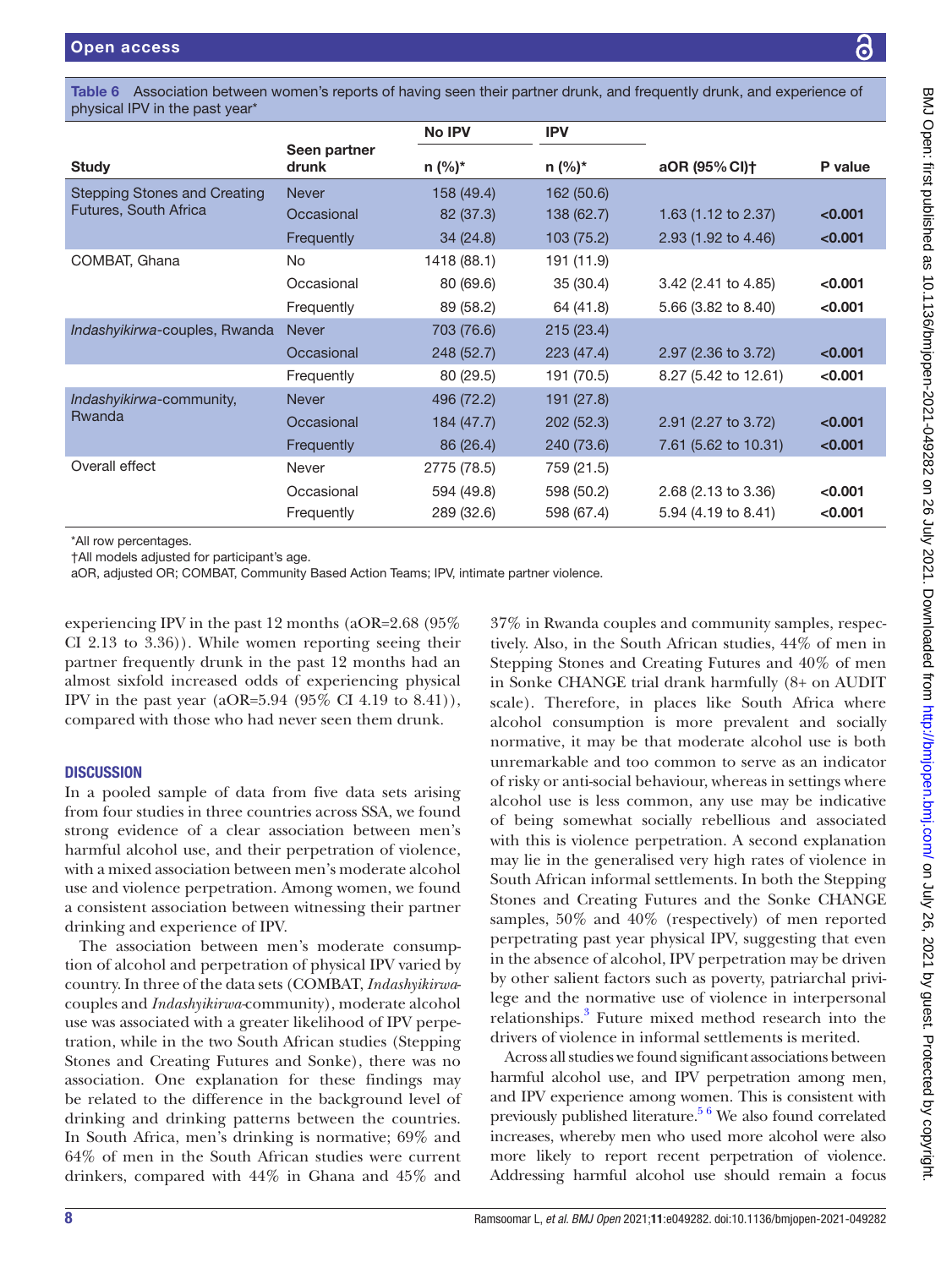Table 6 Association between women's reports of having seen their partner drunk, and frequently drunk, and experience of physical IPV in the past year*

| Study | Seen partner drunk | No IPV n (%)* | IPV n (%)* | aOR (95% CI)† | P value |
|---|---|---|---|---|---|
| Stepping Stones and Creating Futures, South Africa | Never | 158 (49.4) | 162 (50.6) | | |
| | Occasional | 82 (37.3) | 138 (62.7) | 1.63 (1.12 to 2.37) | **<0.001** |
| | Frequently | 34 (24.8) | 103 (75.2) | 2.93 (1.92 to 4.46) | **<0.001** |
| COMBAT, Ghana | No | 1418 (88.1) | 191 (11.9) | | |
| | Occasional | 80 (69.6) | 35 (30.4) | 3.42 (2.41 to 4.85) | **<0.001** |
| | Frequently | 89 (58.2) | 64 (41.8) | 5.66 (3.82 to 8.40) | **<0.001** |
| *Indashyikirwa*-couples, Rwanda | Never | 703 (76.6) | 215 (23.4) | | |
| | Occasional | 248 (52.7) | 223 (47.4) | 2.97 (2.36 to 3.72) | **<0.001** |
| | Frequently | 80 (29.5) | 191 (70.5) | 8.27 (5.42 to 12.61) | **<0.001** |
| *Indashyikirwa*-community, Rwanda | Never | 496 (72.2) | 191 (27.8) | | |
| | Occasional | 184 (47.7) | 202 (52.3) | 2.91 (2.27 to 3.72) | **<0.001** |
| | Frequently | 86 (26.4) | 240 (73.6) | 7.61 (5.62 to 10.31) | **<0.001** |
| Overall effect | Never | 2775 (78.5) | 759 (21.5) | | |
| | Occasional | 594 (49.8) | 598 (50.2) | 2.68 (2.13 to 3.36) | **<0.001** |
| | Frequently | 289 (32.6) | 598 (67.4) | 5.94 (4.19 to 8.41) | **<0.001** |

*All row percentages.
†All models adjusted for participant's age.
aOR, adjusted OR; COMBAT, Community Based Action Teams; IPV, intimate partner violence.

experiencing IPV in the past 12 months (aOR=2.68 (95% CI 2.13 to 3.36)). While women reporting seeing their partner frequently drunk in the past 12 months had an almost sixfold increased odds of experiencing physical IPV in the past year (aOR=5.94 (95% CI 4.19 to 8.41)), compared with those who had never seen them drunk.

## DISCUSSION

In a pooled sample of data from five data sets arising from four studies in three countries across SSA, we found strong evidence of a clear association between men's harmful alcohol use, and their perpetration of violence, with a mixed association between men's moderate alcohol use and violence perpetration. Among women, we found a consistent association between witnessing their partner drinking and experience of IPV.

The association between men's moderate consumption of alcohol and perpetration of physical IPV varied by country. In three of the data sets (COMBAT, *Indashyikirwa*-couples and *Indashyikirwa*-community), moderate alcohol use was associated with a greater likelihood of IPV perpetration, while in the two South African studies (Stepping Stones and Creating Futures and Sonke), there was no association. One explanation for these findings may be related to the difference in the background level of drinking and drinking patterns between the countries. In South Africa, men's drinking is normative; 69% and 64% of men in the South African studies were current drinkers, compared with 44% in Ghana and 45% and 37% in Rwanda couples and community samples, respectively. Also, in the South African studies, 44% of men in Stepping Stones and Creating Futures and 40% of men in Sonke CHANGE trial drank harmfully (8+ on AUDIT scale). Therefore, in places like South Africa where alcohol consumption is more prevalent and socially normative, it may be that moderate alcohol use is both unremarkable and too common to serve as an indicator of risky or anti-social behaviour, whereas in settings where alcohol use is less common, any use may be indicative of being somewhat socially rebellious and associated with this is violence perpetration. A second explanation may lie in the generalised very high rates of violence in South African informal settlements. In both the Stepping Stones and Creating Futures and the Sonke CHANGE samples, 50% and 40% (respectively) of men reported perpetrating past year physical IPV, suggesting that even in the absence of alcohol, IPV perpetration may be driven by other salient factors such as poverty, patriarchal privilege and the normative use of violence in interpersonal relationships.[3] Future mixed method research into the drivers of violence in informal settlements is merited.

Across all studies we found significant associations between harmful alcohol use, and IPV perpetration among men, and IPV experience among women. This is consistent with previously published literature.[5 6] We also found correlated increases, whereby men who used more alcohol were also more likely to report recent perpetration of violence. Addressing harmful alcohol use should remain a focus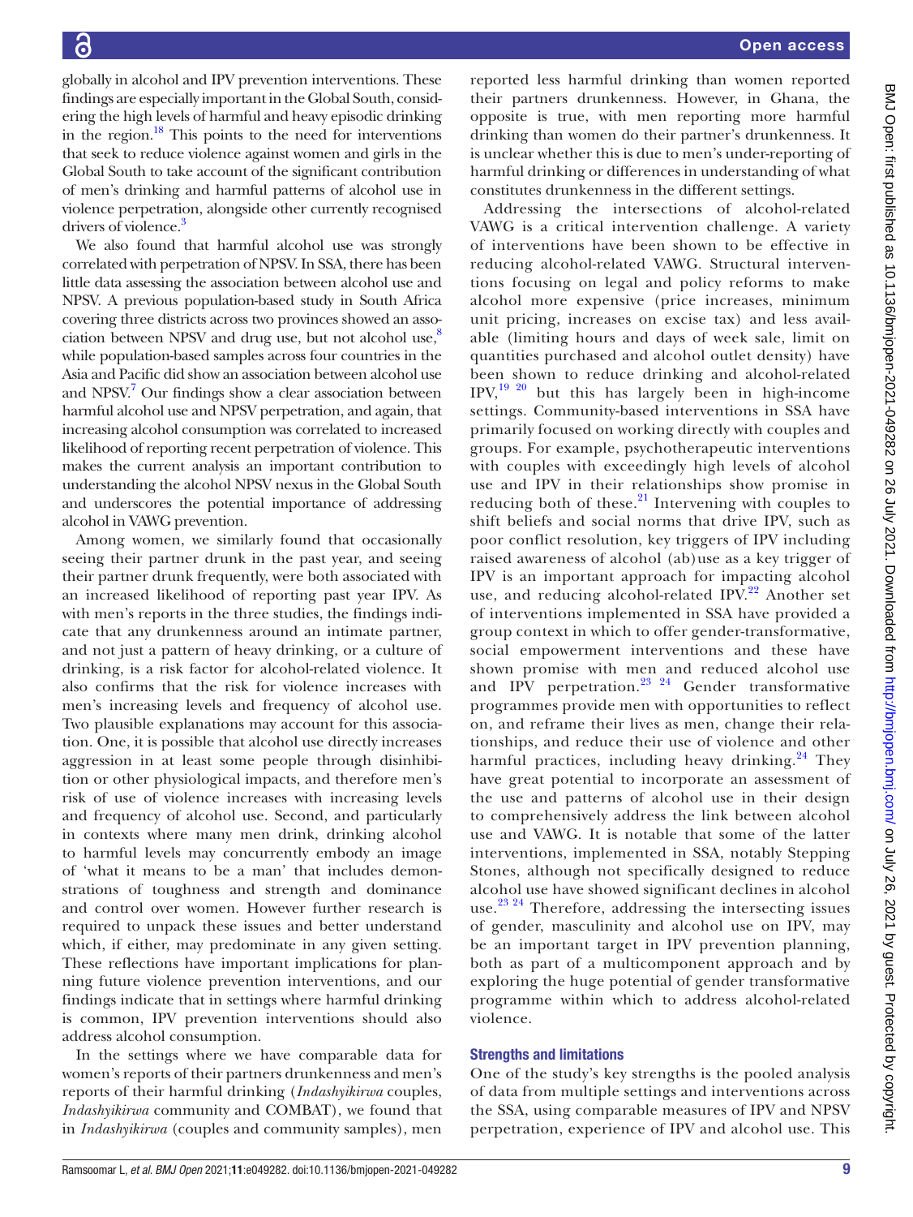globally in alcohol and IPV prevention interventions. These findings are especially important in the Global South, considering the high levels of harmful and heavy episodic drinking in the region.[18] This points to the need for interventions that seek to reduce violence against women and girls in the Global South to take account of the significant contribution of men's drinking and harmful patterns of alcohol use in violence perpetration, alongside other currently recognised drivers of violence.[3]

We also found that harmful alcohol use was strongly correlated with perpetration of NPSV. In SSA, there has been little data assessing the association between alcohol use and NPSV. A previous population-based study in South Africa covering three districts across two provinces showed an association between NPSV and drug use, but not alcohol use,[8] while population-based samples across four countries in the Asia and Pacific did show an association between alcohol use and NPSV.[7] Our findings show a clear association between harmful alcohol use and NPSV perpetration, and again, that increasing alcohol consumption was correlated to increased likelihood of reporting recent perpetration of violence. This makes the current analysis an important contribution to understanding the alcohol NPSV nexus in the Global South and underscores the potential importance of addressing alcohol in VAWG prevention.

Among women, we similarly found that occasionally seeing their partner drunk in the past year, and seeing their partner drunk frequently, were both associated with an increased likelihood of reporting past year IPV. As with men's reports in the three studies, the findings indicate that any drunkenness around an intimate partner, and not just a pattern of heavy drinking, or a culture of drinking, is a risk factor for alcohol-related violence. It also confirms that the risk for violence increases with men's increasing levels and frequency of alcohol use. Two plausible explanations may account for this association. One, it is possible that alcohol use directly increases aggression in at least some people through disinhibition or other physiological impacts, and therefore men's risk of use of violence increases with increasing levels and frequency of alcohol use. Second, and particularly in contexts where many men drink, drinking alcohol to harmful levels may concurrently embody an image of 'what it means to be a man' that includes demonstrations of toughness and strength and dominance and control over women. However further research is required to unpack these issues and better understand which, if either, may predominate in any given setting. These reflections have important implications for planning future violence prevention interventions, and our findings indicate that in settings where harmful drinking is common, IPV prevention interventions should also address alcohol consumption.

In the settings where we have comparable data for women's reports of their partners drunkenness and men's reports of their harmful drinking (*Indashyikirwa* couples, *Indashyikirwa* community and COMBAT), we found that in *Indashyikirwa* (couples and community samples), men reported less harmful drinking than women reported their partners drunkenness. However, in Ghana, the opposite is true, with men reporting more harmful drinking than women do their partner's drunkenness. It is unclear whether this is due to men's under-reporting of harmful drinking or differences in understanding of what constitutes drunkenness in the different settings.

Addressing the intersections of alcohol-related VAWG is a critical intervention challenge. A variety of interventions have been shown to be effective in reducing alcohol-related VAWG. Structural interventions focusing on legal and policy reforms to make alcohol more expensive (price increases, minimum unit pricing, increases on excise tax) and less available (limiting hours and days of week sale, limit on quantities purchased and alcohol outlet density) have been shown to reduce drinking and alcohol-related IPV,[19,20] but this has largely been in high-income settings. Community-based interventions in SSA have primarily focused on working directly with couples and groups. For example, psychotherapeutic interventions with couples with exceedingly high levels of alcohol use and IPV in their relationships show promise in reducing both of these.[21] Intervening with couples to shift beliefs and social norms that drive IPV, such as poor conflict resolution, key triggers of IPV including raised awareness of alcohol (ab)use as a key trigger of IPV is an important approach for impacting alcohol use, and reducing alcohol-related IPV.[22] Another set of interventions implemented in SSA have provided a group context in which to offer gender-transformative, social empowerment interventions and these have shown promise with men and reduced alcohol use and IPV perpetration.[23,24] Gender transformative programmes provide men with opportunities to reflect on, and reframe their lives as men, change their relationships, and reduce their use of violence and other harmful practices, including heavy drinking.[24] They have great potential to incorporate an assessment of the use and patterns of alcohol use in their design to comprehensively address the link between alcohol use and VAWG. It is notable that some of the latter interventions, implemented in SSA, notably Stepping Stones, although not specifically designed to reduce alcohol use have showed significant declines in alcohol use.[23,24] Therefore, addressing the intersecting issues of gender, masculinity and alcohol use on IPV, may be an important target in IPV prevention planning, both as part of a multicomponent approach and by exploring the huge potential of gender transformative programme within which to address alcohol-related violence.

## Strengths and limitations

One of the study's key strengths is the pooled analysis of data from multiple settings and interventions across the SSA, using comparable measures of IPV and NPSV perpetration, experience of IPV and alcohol use. This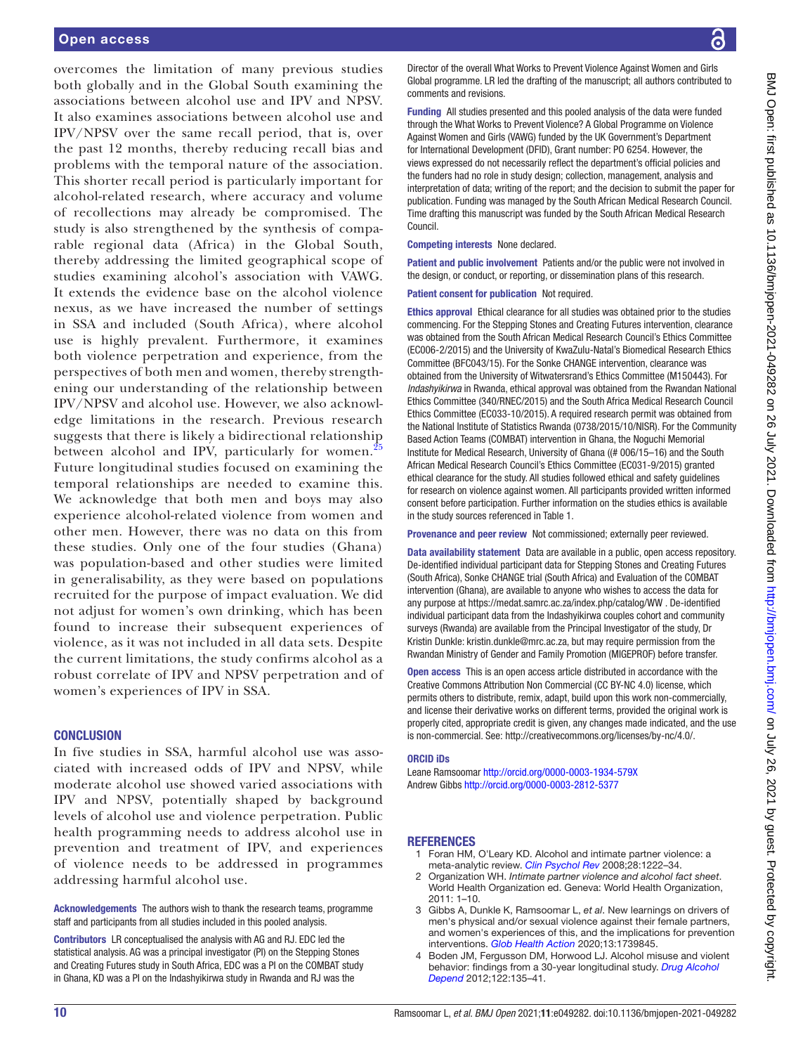overcomes the limitation of many previous studies both globally and in the Global South examining the associations between alcohol use and IPV and NPSV. It also examines associations between alcohol use and IPV/NPSV over the same recall period, that is, over the past 12 months, thereby reducing recall bias and problems with the temporal nature of the association. This shorter recall period is particularly important for alcohol-related research, where accuracy and volume of recollections may already be compromised. The study is also strengthened by the synthesis of comparable regional data (Africa) in the Global South, thereby addressing the limited geographical scope of studies examining alcohol's association with VAWG. It extends the evidence base on the alcohol violence nexus, as we have increased the number of settings in SSA and included (South Africa), where alcohol use is highly prevalent. Furthermore, it examines both violence perpetration and experience, from the perspectives of both men and women, thereby strengthening our understanding of the relationship between IPV/NPSV and alcohol use. However, we also acknowledge limitations in the research. Previous research suggests that there is likely a bidirectional relationship between alcohol and IPV, particularly for women.[25] Future longitudinal studies focused on examining the temporal relationships are needed to examine this. We acknowledge that both men and boys may also experience alcohol-related violence from women and other men. However, there was no data on this from these studies. Only one of the four studies (Ghana) was population-based and other studies were limited in generalisability, as they were based on populations recruited for the purpose of impact evaluation. We did not adjust for women's own drinking, which has been found to increase their subsequent experiences of violence, as it was not included in all data sets. Despite the current limitations, the study confirms alcohol as a robust correlate of IPV and NPSV perpetration and of women's experiences of IPV in SSA.

## CONCLUSION

In five studies in SSA, harmful alcohol use was associated with increased odds of IPV and NPSV, while moderate alcohol use showed varied associations with IPV and NPSV, potentially shaped by background levels of alcohol use and violence perpetration. Public health programming needs to address alcohol use in prevention and treatment of IPV, and experiences of violence needs to be addressed in programmes addressing harmful alcohol use.

**Acknowledgements** The authors wish to thank the research teams, programme staff and participants from all studies included in this pooled analysis.

**Contributors** LR conceptualised the analysis with AG and RJ. EDC led the statistical analysis. AG was a principal investigator (PI) on the Stepping Stones and Creating Futures study in South Africa, EDC was a PI on the COMBAT study in Ghana, KD was a PI on the Indashyikirwa study in Rwanda and RJ was the Director of the overall What Works to Prevent Violence Against Women and Girls Global programme. LR led the drafting of the manuscript; all authors contributed to comments and revisions.

**Funding** All studies presented and this pooled analysis of the data were funded through the What Works to Prevent Violence? A Global Programme on Violence Against Women and Girls (VAWG) funded by the UK Government's Department for International Development (DFID), Grant number: PO 6254. However, the views expressed do not necessarily reflect the department's official policies and the funders had no role in study design; collection, management, analysis and interpretation of data; writing of the report; and the decision to submit the paper for publication. Funding was managed by the South African Medical Research Council. Time drafting this manuscript was funded by the South African Medical Research Council.

**Competing interests** None declared.

**Patient and public involvement** Patients and/or the public were not involved in the design, or conduct, or reporting, or dissemination plans of this research.

**Patient consent for publication** Not required.

**Ethics approval** Ethical clearance for all studies was obtained prior to the studies commencing. For the Stepping Stones and Creating Futures intervention, clearance was obtained from the South African Medical Research Council's Ethics Committee (EC006-2/2015) and the University of KwaZulu-Natal's Biomedical Research Ethics Committee (BFC043/15). For the Sonke CHANGE intervention, clearance was obtained from the University of Witwatersrand's Ethics Committee (M150443). For *Indashyikirwa* in Rwanda, ethical approval was obtained from the Rwandan National Ethics Committee (340/RNEC/2015) and the South Africa Medical Research Council Ethics Committee (EC033-10/2015). A required research permit was obtained from the National Institute of Statistics Rwanda (0738/2015/10/NISR). For the Community Based Action Teams (COMBAT) intervention in Ghana, the Noguchi Memorial Institute for Medical Research, University of Ghana ((# 006/15–16) and the South African Medical Research Council's Ethics Committee (EC031-9/2015) granted ethical clearance for the study. All studies followed ethical and safety guidelines for research on violence against women. All participants provided written informed consent before participation. Further information on the studies ethics is available in the study sources referenced in Table 1.

**Provenance and peer review** Not commissioned; externally peer reviewed.

**Data availability statement** Data are available in a public, open access repository. De-identified individual participant data for Stepping Stones and Creating Futures (South Africa), Sonke CHANGE trial (South Africa) and Evaluation of the COMBAT intervention (Ghana), are available to anyone who wishes to access the data for any purpose at https://medat.samrc.ac.za/index.php/catalog/WW . De-identified individual participant data from the Indashyikirwa couples cohort and community surveys (Rwanda) are available from the Principal Investigator of the study, Dr Kristin Dunkle: kristin.dunkle@mrc.ac.za, but may require permission from the Rwandan Ministry of Gender and Family Promotion (MIGEPROF) before transfer.

**Open access** This is an open access article distributed in accordance with the Creative Commons Attribution Non Commercial (CC BY-NC 4.0) license, which permits others to distribute, remix, adapt, build upon this work non-commercially, and license their derivative works on different terms, provided the original work is properly cited, appropriate credit is given, any changes made indicated, and the use is non-commercial. See: http://creativecommons.org/licenses/by-nc/4.0/.

### ORCID iDs

Leane Ramsoomar http://orcid.org/0000-0003-1934-579X
Andrew Gibbs http://orcid.org/0000-0003-2812-5377

## REFERENCES

1. Foran HM, O'Leary KD. Alcohol and intimate partner violence: a meta-analytic review. *Clin Psychol Rev* 2008;28:1222–34.
2. Organization WH. *Intimate partner violence and alcohol fact sheet*. World Health Organization ed. Geneva: World Health Organization, 2011: 1–10.
3. Gibbs A, Dunkle K, Ramsoomar L, *et al*. New learnings on drivers of men's physical and/or sexual violence against their female partners, and women's experiences of this, and the implications for prevention interventions. *Glob Health Action* 2020;13:1739845.
4. Boden JM, Fergusson DM, Horwood LJ. Alcohol misuse and violent behavior: findings from a 30-year longitudinal study. *Drug Alcohol Depend* 2012;122:135–41.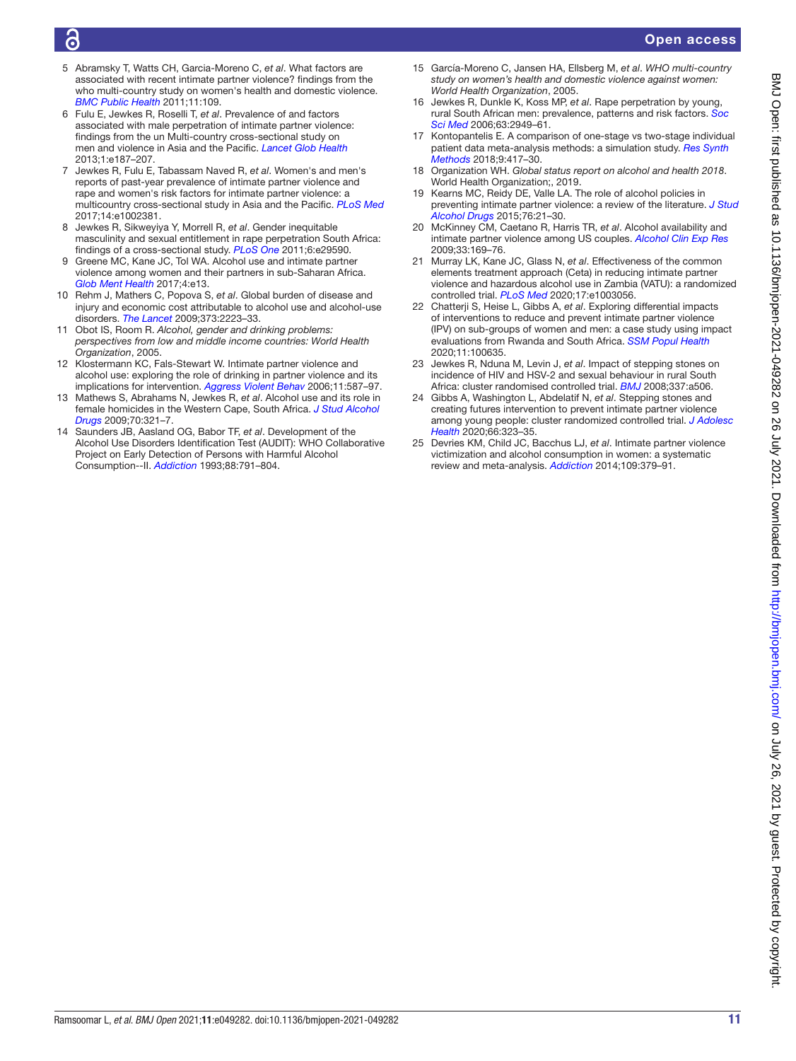5 Abramsky T, Watts CH, Garcia-Moreno C, *et al*. What factors are associated with recent intimate partner violence? findings from the who multi-country study on women's health and domestic violence. *BMC Public Health* 2011;11:109.

6 Fulu E, Jewkes R, Roselli T, *et al*. Prevalence of and factors associated with male perpetration of intimate partner violence: findings from the un Multi-country cross-sectional study on men and violence in Asia and the Pacific. *Lancet Glob Health* 2013;1:e187–207.

7 Jewkes R, Fulu E, Tabassam Naved R, *et al*. Women's and men's reports of past-year prevalence of intimate partner violence and rape and women's risk factors for intimate partner violence: a multicountry cross-sectional study in Asia and the Pacific. *PLoS Med* 2017;14:e1002381.

8 Jewkes R, Sikweyiya Y, Morrell R, *et al*. Gender inequitable masculinity and sexual entitlement in rape perpetration South Africa: findings of a cross-sectional study. *PLoS One* 2011;6:e29590.

9 Greene MC, Kane JC, Tol WA. Alcohol use and intimate partner violence among women and their partners in sub-Saharan Africa. *Glob Ment Health* 2017;4:e13.

10 Rehm J, Mathers C, Popova S, *et al*. Global burden of disease and injury and economic cost attributable to alcohol use and alcohol-use disorders. *The Lancet* 2009;373:2223–33.

11 Obot IS, Room R. *Alcohol, gender and drinking problems: perspectives from low and middle income countries: World Health Organization*, 2005.

12 Klostermann KC, Fals-Stewart W. Intimate partner violence and alcohol use: exploring the role of drinking in partner violence and its implications for intervention. *Aggress Violent Behav* 2006;11:587–97.

13 Mathews S, Abrahams N, Jewkes R, *et al*. Alcohol use and its role in female homicides in the Western Cape, South Africa. *J Stud Alcohol Drugs* 2009;70:321–7.

14 Saunders JB, Aasland OG, Babor TF, *et al*. Development of the Alcohol Use Disorders Identification Test (AUDIT): WHO Collaborative Project on Early Detection of Persons with Harmful Alcohol Consumption--II. *Addiction* 1993;88:791–804.

15 García-Moreno C, Jansen HA, Ellsberg M, *et al*. *WHO multi-country study on women's health and domestic violence against women: World Health Organization*, 2005.

16 Jewkes R, Dunkle K, Koss MP, *et al*. Rape perpetration by young, rural South African men: prevalence, patterns and risk factors. *Soc Sci Med* 2006;63:2949–61.

17 Kontopantelis E. A comparison of one-stage vs two-stage individual patient data meta-analysis methods: a simulation study. *Res Synth Methods* 2018;9:417–30.

18 Organization WH. *Global status report on alcohol and health 2018*. World Health Organization;, 2019.

19 Kearns MC, Reidy DE, Valle LA. The role of alcohol policies in preventing intimate partner violence: a review of the literature. *J Stud Alcohol Drugs* 2015;76:21–30.

20 McKinney CM, Caetano R, Harris TR, *et al*. Alcohol availability and intimate partner violence among US couples. *Alcohol Clin Exp Res* 2009;33:169–76.

21 Murray LK, Kane JC, Glass N, *et al*. Effectiveness of the common elements treatment approach (Ceta) in reducing intimate partner violence and hazardous alcohol use in Zambia (VATU): a randomized controlled trial. *PLoS Med* 2020;17:e1003056.

22 Chatterji S, Heise L, Gibbs A, *et al*. Exploring differential impacts of interventions to reduce and prevent intimate partner violence (IPV) on sub-groups of women and men: a case study using impact evaluations from Rwanda and South Africa. *SSM Popul Health* 2020;11:100635.

23 Jewkes R, Nduna M, Levin J, *et al*. Impact of stepping stones on incidence of HIV and HSV-2 and sexual behaviour in rural South Africa: cluster randomised controlled trial. *BMJ* 2008;337:a506.

24 Gibbs A, Washington L, Abdelatif N, *et al*. Stepping stones and creating futures intervention to prevent intimate partner violence among young people: cluster randomized controlled trial. *J Adolesc Health* 2020;66:323–35.

25 Devries KM, Child JC, Bacchus LJ, *et al*. Intimate partner violence victimization and alcohol consumption in women: a systematic review and meta-analysis. *Addiction* 2014;109:379–91.